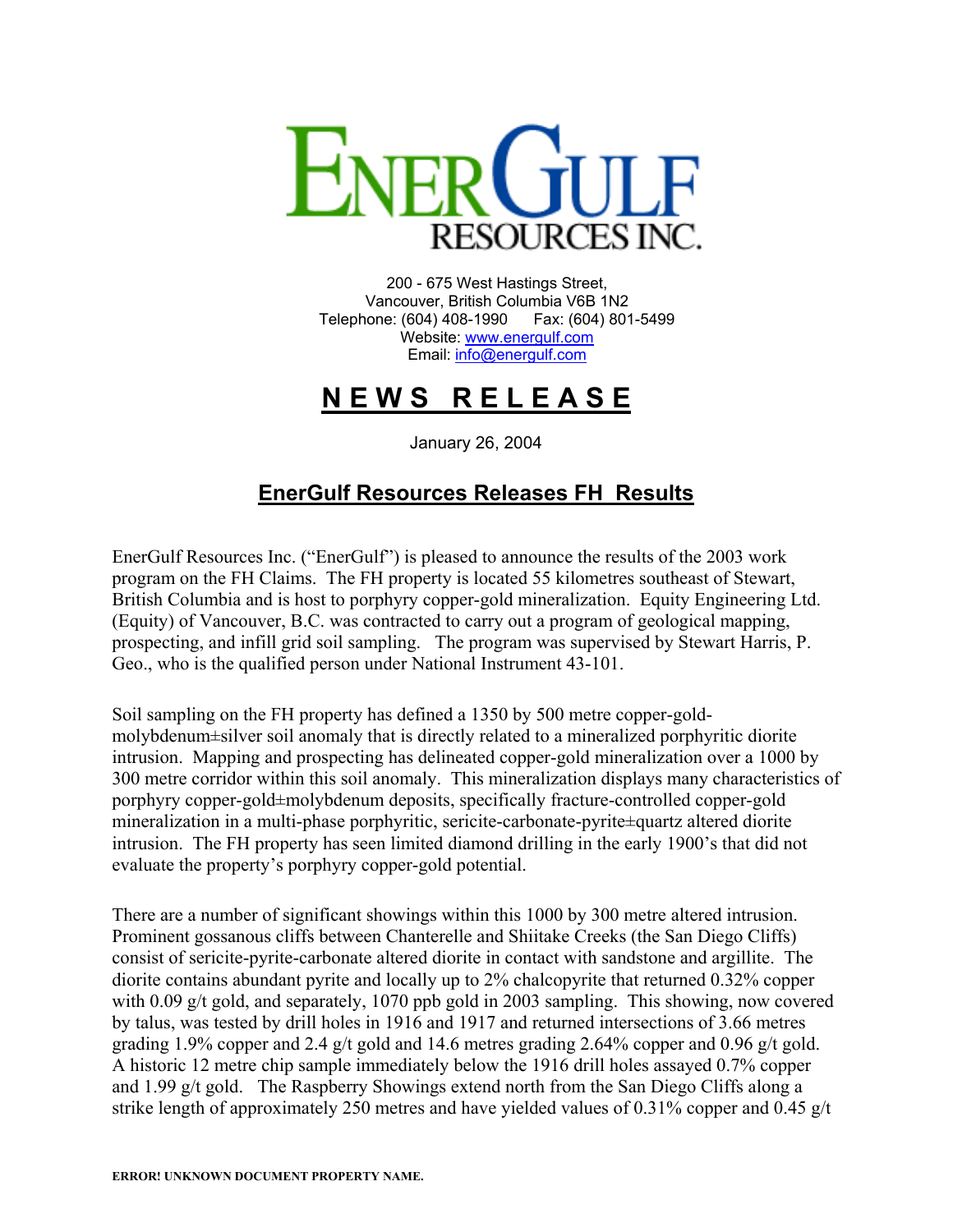**ENERGULF RESOURCES INC.**

200 - 675 West Hastings Street,
Vancouver, British Columbia V6B 1N2
Telephone: (604) 408-1990 Fax: (604) 801-5499
Website: www.energulf.com
Email: info@energulf.com

# NEWS RELEASE

January 26, 2004

## EnerGulf Resources Releases FH Results

EnerGulf Resources Inc. ("EnerGulf") is pleased to announce the results of the 2003 work program on the FH Claims. The FH property is located 55 kilometres southeast of Stewart, British Columbia and is host to porphyry copper-gold mineralization. Equity Engineering Ltd. (Equity) of Vancouver, B.C. was contracted to carry out a program of geological mapping, prospecting, and infill grid soil sampling. The program was supervised by Stewart Harris, P. Geo., who is the qualified person under National Instrument 43-101.

Soil sampling on the FH property has defined a 1350 by 500 metre copper-gold-molybdenum±silver soil anomaly that is directly related to a mineralized porphyritic diorite intrusion. Mapping and prospecting has delineated copper-gold mineralization over a 1000 by 300 metre corridor within this soil anomaly. This mineralization displays many characteristics of porphyry copper-gold±molybdenum deposits, specifically fracture-controlled copper-gold mineralization in a multi-phase porphyritic, sericite-carbonate-pyrite±quartz altered diorite intrusion. The FH property has seen limited diamond drilling in the early 1900's that did not evaluate the property's porphyry copper-gold potential.

There are a number of significant showings within this 1000 by 300 metre altered intrusion. Prominent gossanous cliffs between Chanterelle and Shiitake Creeks (the San Diego Cliffs) consist of sericite-pyrite-carbonate altered diorite in contact with sandstone and argillite. The diorite contains abundant pyrite and locally up to 2% chalcopyrite that returned 0.32% copper with 0.09 g/t gold, and separately, 1070 ppb gold in 2003 sampling. This showing, now covered by talus, was tested by drill holes in 1916 and 1917 and returned intersections of 3.66 metres grading 1.9% copper and 2.4 g/t gold and 14.6 metres grading 2.64% copper and 0.96 g/t gold. A historic 12 metre chip sample immediately below the 1916 drill holes assayed 0.7% copper and 1.99 g/t gold. The Raspberry Showings extend north from the San Diego Cliffs along a strike length of approximately 250 metres and have yielded values of 0.31% copper and 0.45 g/t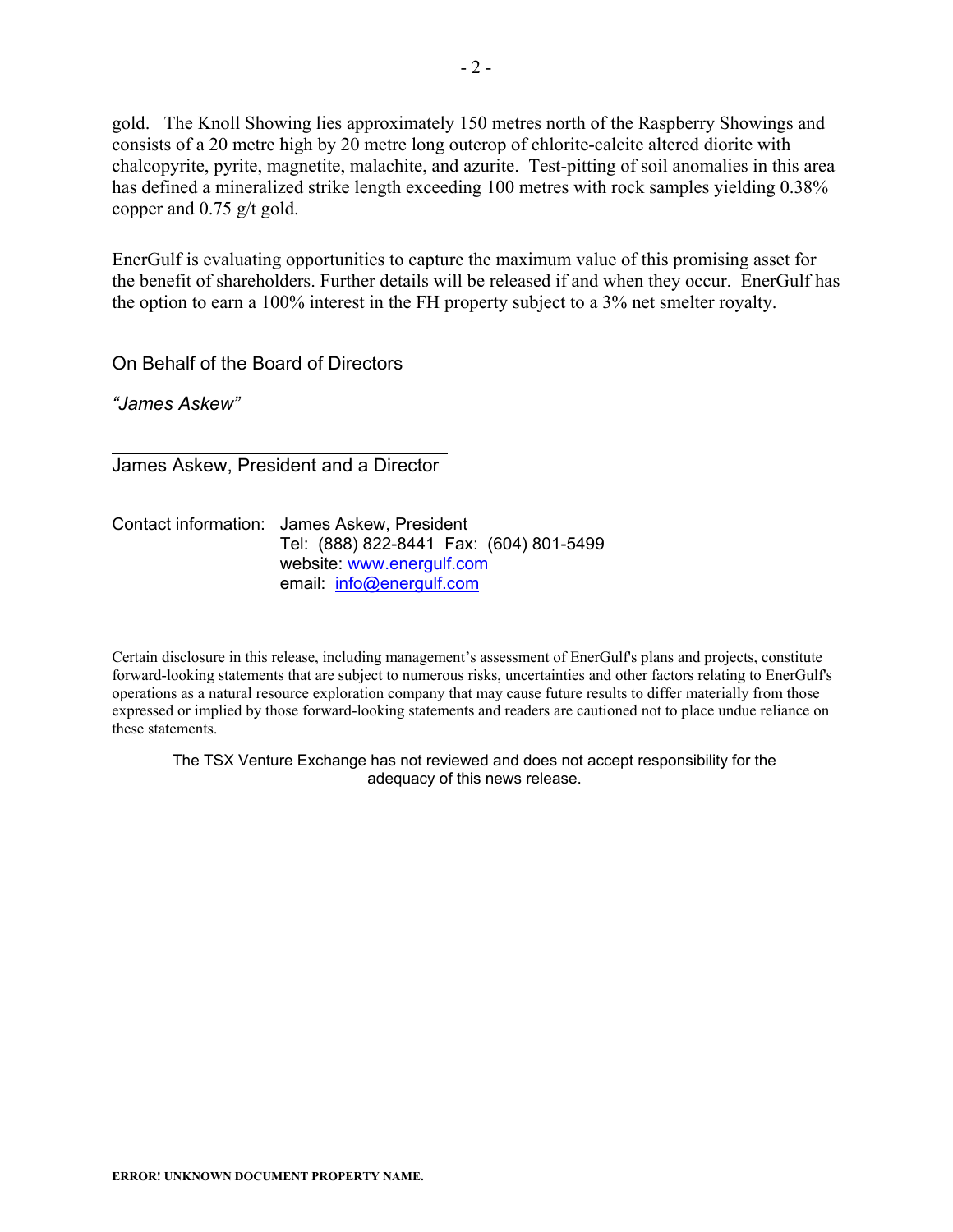gold. The Knoll Showing lies approximately 150 metres north of the Raspberry Showings and consists of a 20 metre high by 20 metre long outcrop of chlorite-calcite altered diorite with chalcopyrite, pyrite, magnetite, malachite, and azurite. Test-pitting of soil anomalies in this area has defined a mineralized strike length exceeding 100 metres with rock samples yielding 0.38% copper and 0.75 g/t gold.

EnerGulf is evaluating opportunities to capture the maximum value of this promising asset for the benefit of shareholders. Further details will be released if and when they occur. EnerGulf has the option to earn a 100% interest in the FH property subject to a 3% net smelter royalty.

On Behalf of the Board of Directors

*"James Askew"*

James Askew, President and a Director

Contact information: James Askew, President
Tel: (888) 822-8441 Fax: (604) 801-5499
website: www.energulf.com
email: info@energulf.com

Certain disclosure in this release, including management's assessment of EnerGulf's plans and projects, constitute forward-looking statements that are subject to numerous risks, uncertainties and other factors relating to EnerGulf's operations as a natural resource exploration company that may cause future results to differ materially from those expressed or implied by those forward-looking statements and readers are cautioned not to place undue reliance on these statements.

The TSX Venture Exchange has not reviewed and does not accept responsibility for the adequacy of this news release.